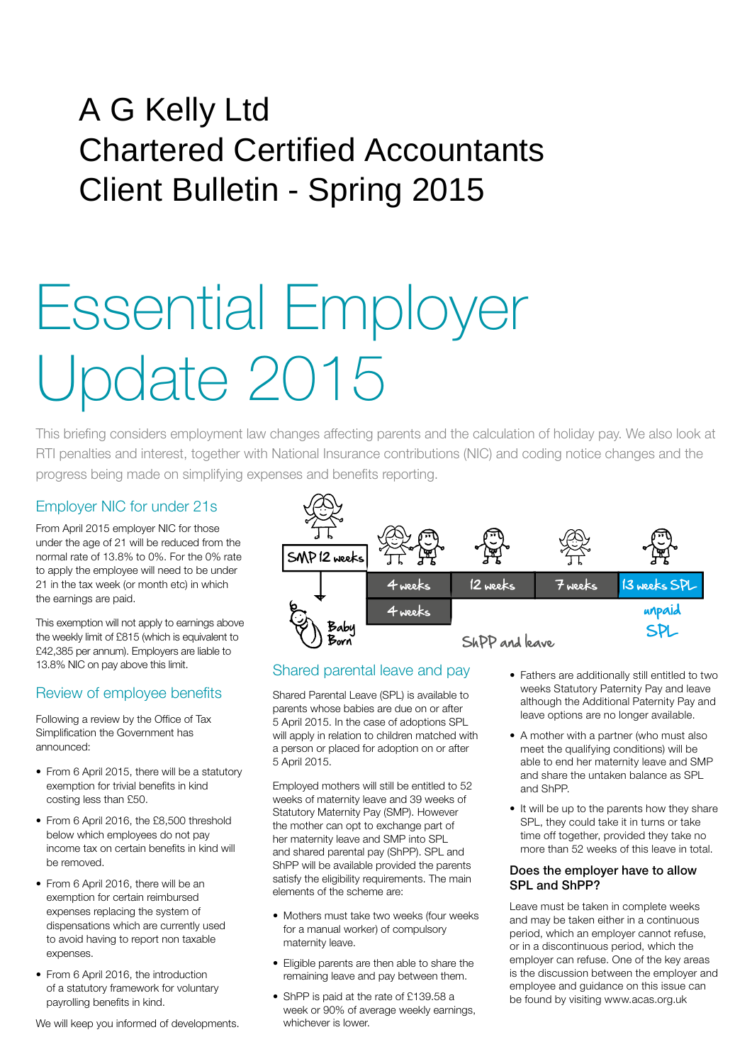# A G Kelly Ltd
# Chartered Certified Accountants
# Client Bulletin - Spring 2015

# Essential Employer Update 2015

This briefing considers employment law changes affecting parents and the calculation of holiday pay. We also look at RTI penalties and interest, together with National Insurance contributions (NIC) and coding notice changes and the progress being made on simplifying expenses and benefits reporting.

## Employer NIC for under 21s

From April 2015 employer NIC for those under the age of 21 will be reduced from the normal rate of 13.8% to 0%. For the 0% rate to apply the employee will need to be under 21 in the tax week (or month etc) in which the earnings are paid.

This exemption will not apply to earnings above the weekly limit of £815 (which is equivalent to £42,385 per annum). Employers are liable to 13.8% NIC on pay above this limit.

## Review of employee benefits

Following a review by the Office of Tax Simplification the Government has announced:

- From 6 April 2015, there will be a statutory exemption for trivial benefits in kind costing less than £50.
- From 6 April 2016, the £8,500 threshold below which employees do not pay income tax on certain benefits in kind will be removed.
- From 6 April 2016, there will be an exemption for certain reimbursed expenses replacing the system of dispensations which are currently used to avoid having to report non taxable expenses.
- From 6 April 2016, the introduction of a statutory framework for voluntary payrolling benefits in kind.

We will keep you informed of developments.

SMP 12 weeks | 4 weeks | 12 weeks | 7 weeks | 13 weeks SPL

Baby Born | 4 weeks | ShPP and leave | unpaid SPL

## Shared parental leave and pay

Shared Parental Leave (SPL) is available to parents whose babies are due on or after 5 April 2015. In the case of adoptions SPL will apply in relation to children matched with a person or placed for adoption on or after 5 April 2015.

Employed mothers will still be entitled to 52 weeks of maternity leave and 39 weeks of Statutory Maternity Pay (SMP). However the mother can opt to exchange part of her maternity leave and SMP into SPL and shared parental pay (ShPP). SPL and ShPP will be available provided the parents satisfy the eligibility requirements. The main elements of the scheme are:

- Mothers must take two weeks (four weeks for a manual worker) of compulsory maternity leave.
- Eligible parents are then able to share the remaining leave and pay between them.
- ShPP is paid at the rate of £139.58 a week or 90% of average weekly earnings, whichever is lower.
- Fathers are additionally still entitled to two weeks Statutory Paternity Pay and leave although the Additional Paternity Pay and leave options are no longer available.
- A mother with a partner (who must also meet the qualifying conditions) will be able to end her maternity leave and SMP and share the untaken balance as SPL and ShPP.
- It will be up to the parents how they share SPL, they could take it in turns or take time off together, provided they take no more than 52 weeks of this leave in total.

### Does the employer have to allow SPL and ShPP?

Leave must be taken in complete weeks and may be taken either in a continuous period, which an employer cannot refuse, or in a discontinuous period, which the employer can refuse. One of the key areas is the discussion between the employer and employee and guidance on this issue can be found by visiting www.acas.org.uk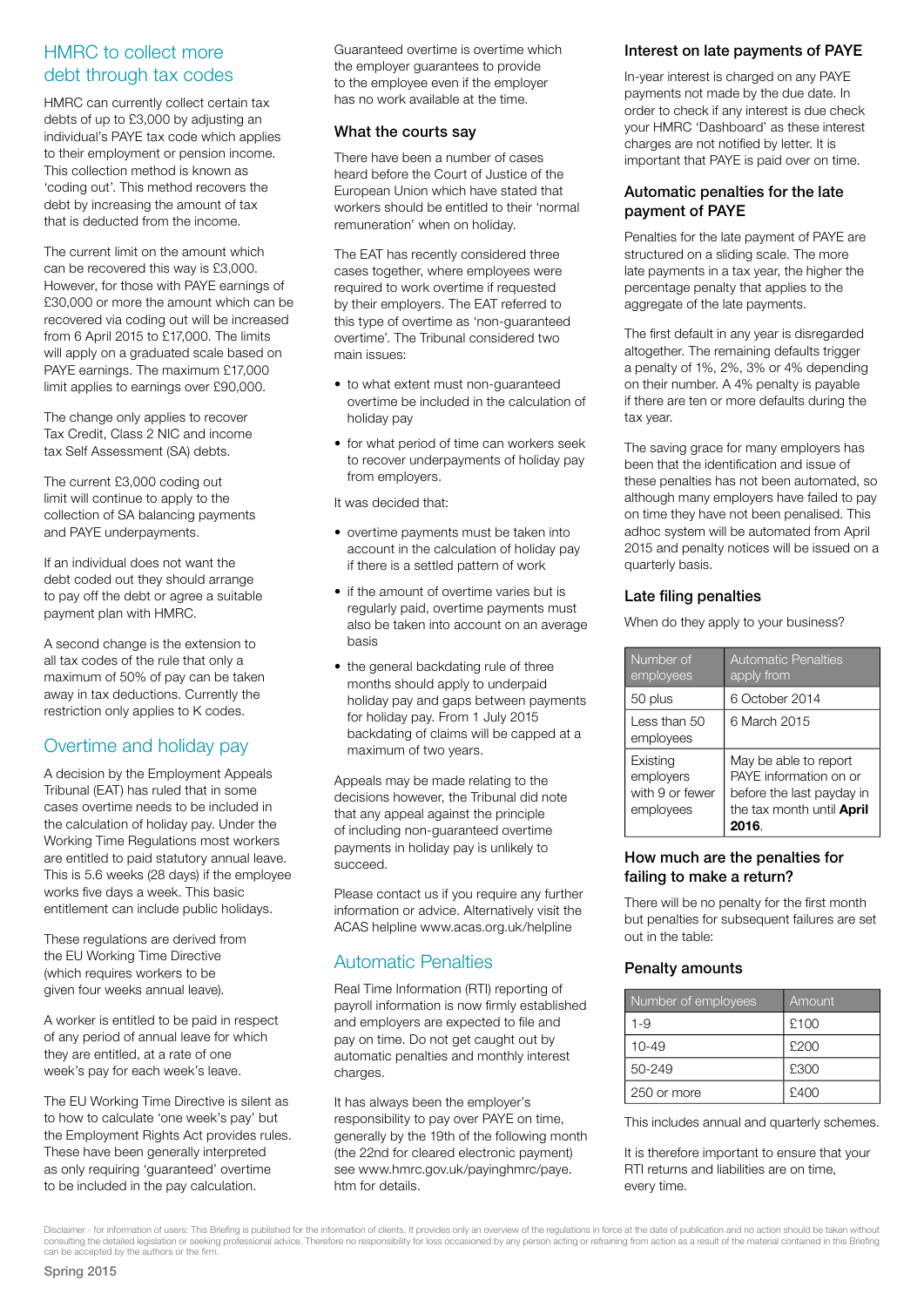## HMRC to collect more debt through tax codes

HMRC can currently collect certain tax debts of up to £3,000 by adjusting an individual's PAYE tax code which applies to their employment or pension income. This collection method is known as 'coding out'. This method recovers the debt by increasing the amount of tax that is deducted from the income.

The current limit on the amount which can be recovered this way is £3,000. However, for those with PAYE earnings of £30,000 or more the amount which can be recovered via coding out will be increased from 6 April 2015 to £17,000. The limits will apply on a graduated scale based on PAYE earnings. The maximum £17,000 limit applies to earnings over £90,000.

The change only applies to recover Tax Credit, Class 2 NIC and income tax Self Assessment (SA) debts.

The current £3,000 coding out limit will continue to apply to the collection of SA balancing payments and PAYE underpayments.

If an individual does not want the debt coded out they should arrange to pay off the debt or agree a suitable payment plan with HMRC.

A second change is the extension to all tax codes of the rule that only a maximum of 50% of pay can be taken away in tax deductions. Currently the restriction only applies to K codes.

## Overtime and holiday pay

A decision by the Employment Appeals Tribunal (EAT) has ruled that in some cases overtime needs to be included in the calculation of holiday pay. Under the Working Time Regulations most workers are entitled to paid statutory annual leave. This is 5.6 weeks (28 days) if the employee works five days a week. This basic entitlement can include public holidays.

These regulations are derived from the EU Working Time Directive (which requires workers to be given four weeks annual leave).

A worker is entitled to be paid in respect of any period of annual leave for which they are entitled, at a rate of one week's pay for each week's leave.

The EU Working Time Directive is silent as to how to calculate 'one week's pay' but the Employment Rights Act provides rules. These have been generally interpreted as only requiring 'guaranteed' overtime to be included in the pay calculation.

Guaranteed overtime is overtime which the employer guarantees to provide to the employee even if the employer has no work available at the time.

### What the courts say

There have been a number of cases heard before the Court of Justice of the European Union which have stated that workers should be entitled to their 'normal remuneration' when on holiday.

The EAT has recently considered three cases together, where employees were required to work overtime if requested by their employers. The EAT referred to this type of overtime as 'non-guaranteed overtime'. The Tribunal considered two main issues:

- to what extent must non-guaranteed overtime be included in the calculation of holiday pay
- for what period of time can workers seek to recover underpayments of holiday pay from employers.

It was decided that:

- overtime payments must be taken into account in the calculation of holiday pay if there is a settled pattern of work
- if the amount of overtime varies but is regularly paid, overtime payments must also be taken into account on an average basis
- the general backdating rule of three months should apply to underpaid holiday pay and gaps between payments for holiday pay. From 1 July 2015 backdating of claims will be capped at a maximum of two years.

Appeals may be made relating to the decisions however, the Tribunal did note that any appeal against the principle of including non-guaranteed overtime payments in holiday pay is unlikely to succeed.

Please contact us if you require any further information or advice. Alternatively visit the ACAS helpline www.acas.org.uk/helpline

## Automatic Penalties

Real Time Information (RTI) reporting of payroll information is now firmly established and employers are expected to file and pay on time. Do not get caught out by automatic penalties and monthly interest charges.

It has always been the employer's responsibility to pay over PAYE on time, generally by the 19th of the following month (the 22nd for cleared electronic payment) see www.hmrc.gov.uk/payinghmrc/paye.htm for details.

### Interest on late payments of PAYE

In-year interest is charged on any PAYE payments not made by the due date. In order to check if any interest is due check your HMRC 'Dashboard' as these interest charges are not notified by letter. It is important that PAYE is paid over on time.

### Automatic penalties for the late payment of PAYE

Penalties for the late payment of PAYE are structured on a sliding scale. The more late payments in a tax year, the higher the percentage penalty that applies to the aggregate of the late payments.

The first default in any year is disregarded altogether. The remaining defaults trigger a penalty of 1%, 2%, 3% or 4% depending on their number. A 4% penalty is payable if there are ten or more defaults during the tax year.

The saving grace for many employers has been that the identification and issue of these penalties has not been automated, so although many employers have failed to pay on time they have not been penalised. This adhoc system will be automated from April 2015 and penalty notices will be issued on a quarterly basis.

### Late filing penalties

When do they apply to your business?

| Number of employees | Automatic Penalties apply from |
|---|---|
| 50 plus | 6 October 2014 |
| Less than 50 employees | 6 March 2015 |
| Existing employers with 9 or fewer employees | May be able to report PAYE information on or before the last payday in the tax month until **April 2016**. |

### How much are the penalties for failing to make a return?

There will be no penalty for the first month but penalties for subsequent failures are set out in the table:

### Penalty amounts

| Number of employees | Amount |
|---|---|
| 1-9 | £100 |
| 10-49 | £200 |
| 50-249 | £300 |
| 250 or more | £400 |

This includes annual and quarterly schemes.

It is therefore important to ensure that your RTI returns and liabilities are on time, every time.

Disclaimer - for information of users: This Briefing is published for the information of clients. It provides only an overview of the regulations in force at the date of publication and no action should be taken without consulting the detailed legislation or seeking professional advice. Therefore no responsibility for loss occasioned by any person acting or refraining from action as a result of the material contained in this Briefing can be accepted by the authors or the firm.

Spring 2015